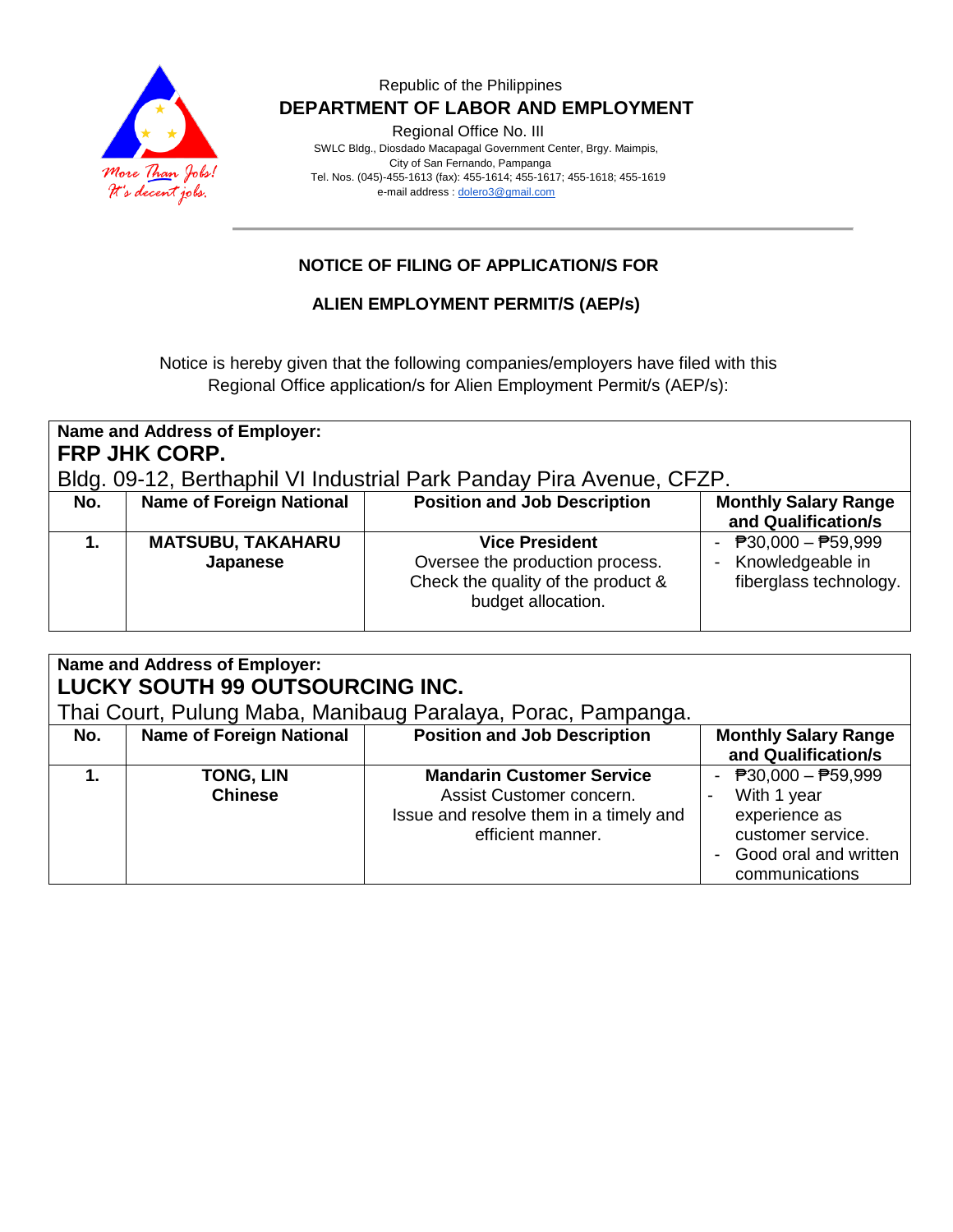Republic of the Philippines

**DEPARTMENT OF LABOR AND EMPLOYMENT**

Regional Office No. III

SWLC Bldg., Diosdado Macapagal Government Center, Brgy. Maimpis,
City of San Fernando, Pampanga
Tel. Nos. (045)-455-1613 (fax): 455-1614; 455-1617; 455-1618; 455-1619
e-mail address : dolero3@gmail.com

## NOTICE OF FILING OF APPLICATION/S FOR

## ALIEN EMPLOYMENT PERMIT/S (AEP/s)

Notice is hereby given that the following companies/employers have filed with this Regional Office application/s for Alien Employment Permit/s (AEP/s):

**Name and Address of Employer:**
**FRP JHK CORP.**
Bldg. 09-12, Berthaphil VI Industrial Park Panday Pira Avenue, CFZP.

| No. | Name of Foreign National | Position and Job Description | Monthly Salary Range and Qualification/s |
|---|---|---|---|
| **1.** | **MATSUBU, TAKAHARU**<br>**Japanese** | **Vice President**<br>Oversee the production process. Check the quality of the product & budget allocation. | - ₱30,000 – ₱59,999<br>- Knowledgeable in fiberglass technology. |

**Name and Address of Employer:**
**LUCKY SOUTH 99 OUTSOURCING INC.**
Thai Court, Pulung Maba, Manibaug Paralaya, Porac, Pampanga.

| No. | Name of Foreign National | Position and Job Description | Monthly Salary Range and Qualification/s |
|---|---|---|---|
| **1.** | **TONG, LIN**<br>**Chinese** | **Mandarin Customer Service**<br>Assist Customer concern. Issue and resolve them in a timely and efficient manner. | - ₱30,000 – ₱59,999<br>- With 1 year experience as customer service.<br>- Good oral and written communications |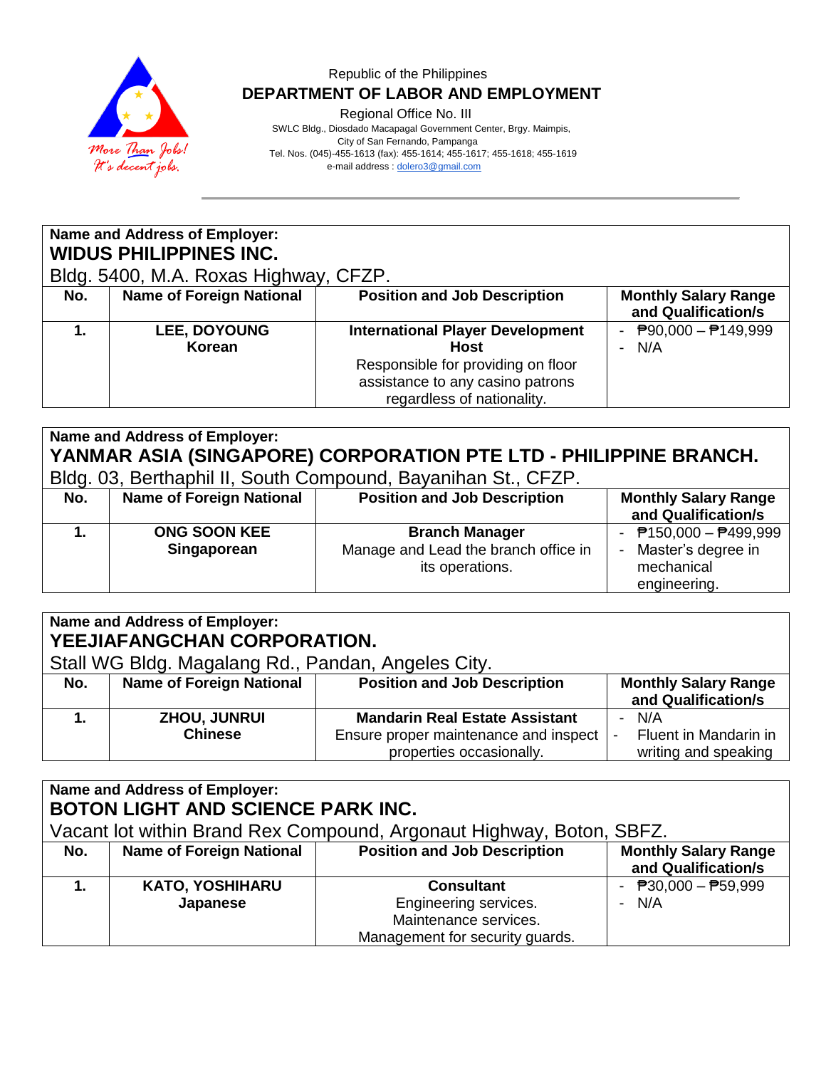Republic of the Philippines
**DEPARTMENT OF LABOR AND EMPLOYMENT**
Regional Office No. III
SWLC Bldg., Diosdado Macapagal Government Center, Brgy. Maimpis,
City of San Fernando, Pampanga
Tel. Nos. (045)-455-1613 (fax): 455-1614; 455-1617; 455-1618; 455-1619
e-mail address : dolero3@gmail.com

**Name and Address of Employer:**
**WIDUS PHILIPPINES INC.**
Bldg. 5400, M.A. Roxas Highway, CFZP.

| No. | Name of Foreign National | Position and Job Description | Monthly Salary Range and Qualification/s |
|---|---|---|---|
| **1.** | **LEE, DOYOUNG**<br>**Korean** | **International Player Development Host**<br>Responsible for providing on floor assistance to any casino patrons regardless of nationality. | - ₱90,000 – ₱149,999<br>- N/A |

**Name and Address of Employer:**
**YANMAR ASIA (SINGAPORE) CORPORATION PTE LTD - PHILIPPINE BRANCH.**
Bldg. 03, Berthaphil II, South Compound, Bayanihan St., CFZP.

| No. | Name of Foreign National | Position and Job Description | Monthly Salary Range and Qualification/s |
|---|---|---|---|
| **1.** | **ONG SOON KEE**<br>**Singaporean** | **Branch Manager**<br>Manage and Lead the branch office in its operations. | - ₱150,000 – ₱499,999<br>- Master's degree in mechanical engineering. |

**Name and Address of Employer:**
**YEEJIAFANGCHAN CORPORATION.**
Stall WG Bldg. Magalang Rd., Pandan, Angeles City.

| No. | Name of Foreign National | Position and Job Description | Monthly Salary Range and Qualification/s |
|---|---|---|---|
| **1.** | **ZHOU, JUNRUI**<br>**Chinese** | **Mandarin Real Estate Assistant**<br>Ensure proper maintenance and inspect properties occasionally. | - N/A<br>- Fluent in Mandarin in writing and speaking |

**Name and Address of Employer:**
**BOTON LIGHT AND SCIENCE PARK INC.**
Vacant lot within Brand Rex Compound, Argonaut Highway, Boton, SBFZ.

| No. | Name of Foreign National | Position and Job Description | Monthly Salary Range and Qualification/s |
|---|---|---|---|
| **1.** | **KATO, YOSHIHARU**<br>**Japanese** | **Consultant**<br>Engineering services.<br>Maintenance services.<br>Management for security guards. | - ₱30,000 – ₱59,999<br>- N/A |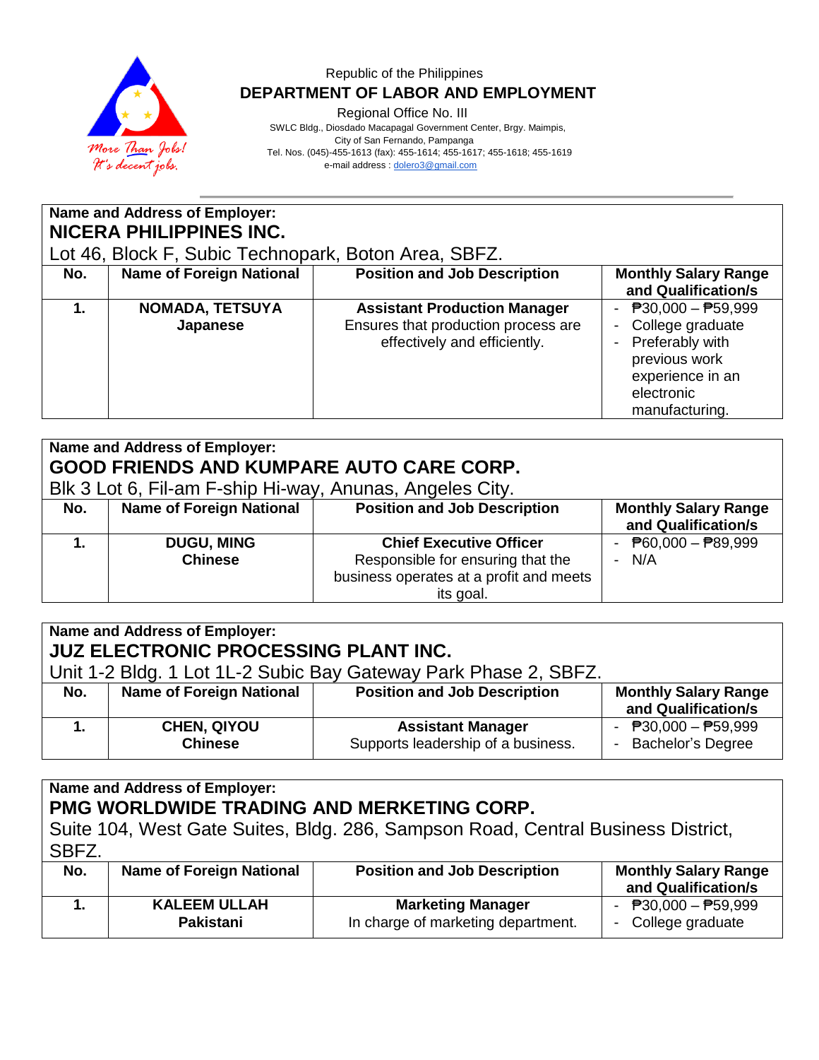Republic of the Philippines
**DEPARTMENT OF LABOR AND EMPLOYMENT**
Regional Office No. III
SWLC Bldg., Diosdado Macapagal Government Center, Brgy. Maimpis,
City of San Fernando, Pampanga
Tel. Nos. (045)-455-1613 (fax): 455-1614; 455-1617; 455-1618; 455-1619
e-mail address : dolero3@gmail.com

**Name and Address of Employer:**
**NICERA PHILIPPINES INC.**
Lot 46, Block F, Subic Technopark, Boton Area, SBFZ.

| No. | Name of Foreign National | Position and Job Description | Monthly Salary Range and Qualification/s |
|---|---|---|---|
| **1.** | **NOMADA, TETSUYA**<br>**Japanese** | **Assistant Production Manager**<br>Ensures that production process are effectively and efficiently. | - ₱30,000 – ₱59,999<br>- College graduate<br>- Preferably with previous work experience in an electronic manufacturing. |

**Name and Address of Employer:**
**GOOD FRIENDS AND KUMPARE AUTO CARE CORP.**
Blk 3 Lot 6, Fil-am F-ship Hi-way, Anunas, Angeles City.

| No. | Name of Foreign National | Position and Job Description | Monthly Salary Range and Qualification/s |
|---|---|---|---|
| **1.** | **DUGU, MING**<br>**Chinese** | **Chief Executive Officer**<br>Responsible for ensuring that the business operates at a profit and meets its goal. | - ₱60,000 – ₱89,999<br>- N/A |

**Name and Address of Employer:**
**JUZ ELECTRONIC PROCESSING PLANT INC.**
Unit 1-2 Bldg. 1 Lot 1L-2 Subic Bay Gateway Park Phase 2, SBFZ.

| No. | Name of Foreign National | Position and Job Description | Monthly Salary Range and Qualification/s |
|---|---|---|---|
| **1.** | **CHEN, QIYOU**<br>**Chinese** | **Assistant Manager**<br>Supports leadership of a business. | - ₱30,000 – ₱59,999<br>- Bachelor's Degree |

**Name and Address of Employer:**
**PMG WORLDWIDE TRADING AND MERKETING CORP.**
Suite 104, West Gate Suites, Bldg. 286, Sampson Road, Central Business District, SBFZ.

| No. | Name of Foreign National | Position and Job Description | Monthly Salary Range and Qualification/s |
|---|---|---|---|
| **1.** | **KALEEM ULLAH**<br>**Pakistani** | **Marketing Manager**<br>In charge of marketing department. | - ₱30,000 – ₱59,999<br>- College graduate |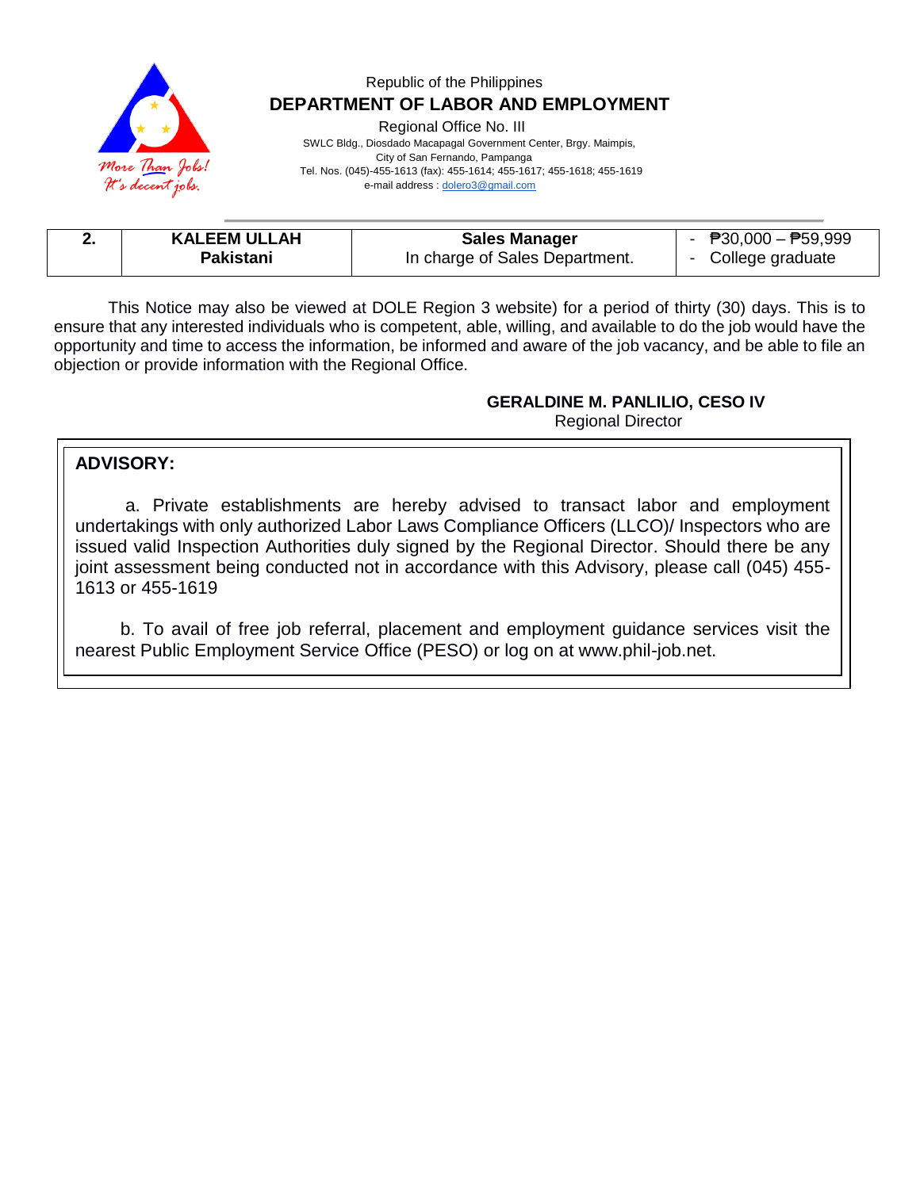Republic of the Philippines
**DEPARTMENT OF LABOR AND EMPLOYMENT**
Regional Office No. III
SWLC Bldg., Diosdado Macapagal Government Center, Brgy. Maimpis,
City of San Fernando, Pampanga
Tel. Nos. (045)-455-1613 (fax): 455-1614; 455-1617; 455-1618; 455-1619
e-mail address : dolero3@gmail.com

| | | | |
|---|---|---|---|
| **2.** | **KALEEM ULLAH**<br>**Pakistani** | **Sales Manager**<br>In charge of Sales Department. | - ₱30,000 – ₱59,999<br>- College graduate |

This Notice may also be viewed at DOLE Region 3 website) for a period of thirty (30) days. This is to ensure that any interested individuals who is competent, able, willing, and available to do the job would have the opportunity and time to access the information, be informed and aware of the job vacancy, and be able to file an objection or provide information with the Regional Office.

**GERALDINE M. PANLILIO, CESO IV**
Regional Director

**ADVISORY:**

a. Private establishments are hereby advised to transact labor and employment undertakings with only authorized Labor Laws Compliance Officers (LLCO)/ Inspectors who are issued valid Inspection Authorities duly signed by the Regional Director. Should there be any joint assessment being conducted not in accordance with this Advisory, please call (045) 455-1613 or 455-1619

b. To avail of free job referral, placement and employment guidance services visit the nearest Public Employment Service Office (PESO) or log on at www.phil-job.net.